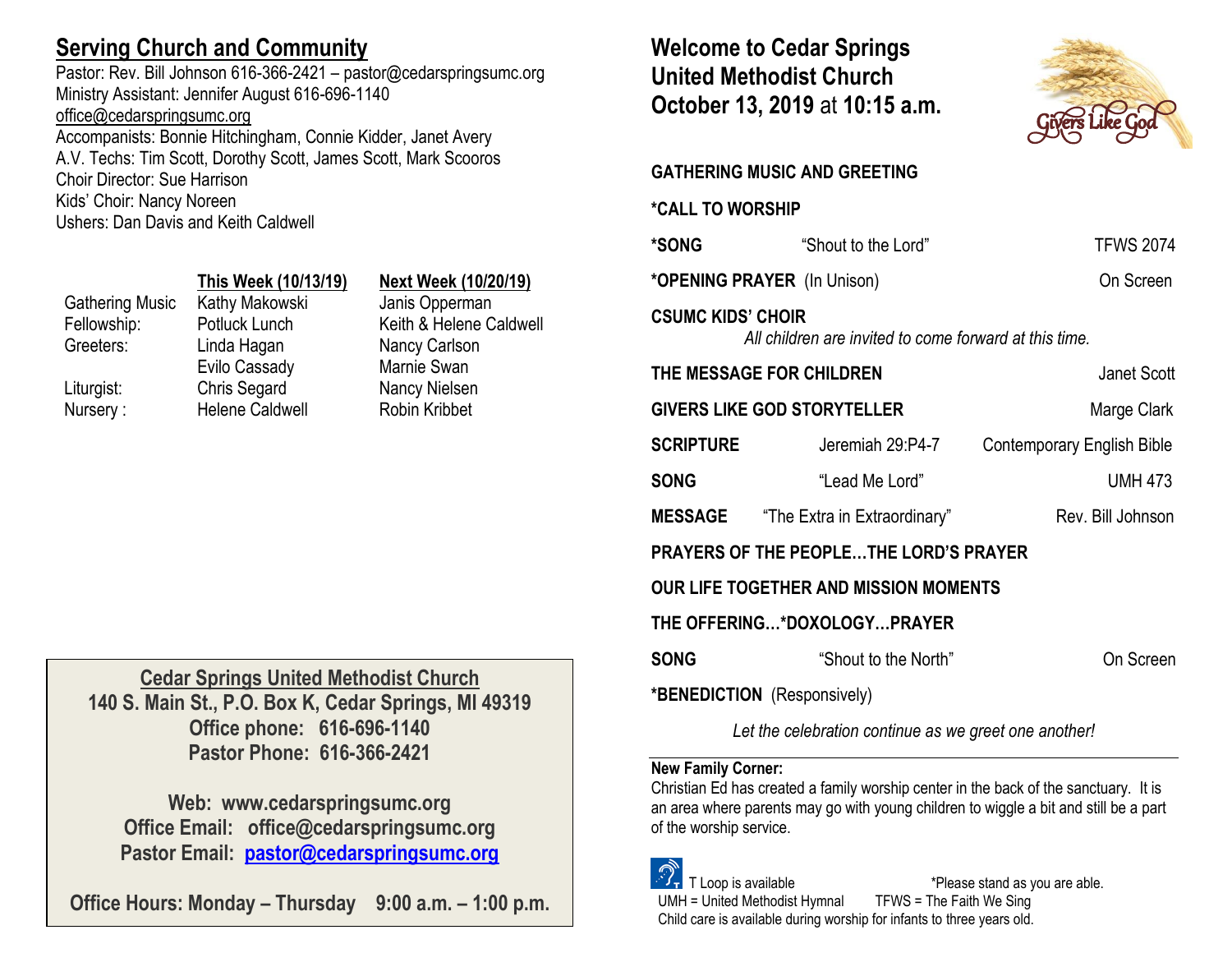## Serving Church and Community

Pastor: Rev. Bill Johnson 616-366-2421 – pastor@cedarspringsumc.org
Ministry Assistant: Jennifer August 616-696-1140
office@cedarspringsumc.org
Accompanists: Bonnie Hitchingham, Connie Kidder, Janet Avery
A.V. Techs: Tim Scott, Dorothy Scott, James Scott, Mark Scooros
Choir Director: Sue Harrison
Kids' Choir: Nancy Noreen
Ushers: Dan Davis and Keith Caldwell

| | This Week (10/13/19) | Next Week (10/20/19) |
|---|---|---|
| Gathering Music | Kathy Makowski | Janis Opperman |
| Fellowship: | Potluck Lunch | Keith & Helene Caldwell |
| Greeters: | Linda Hagan | Nancy Carlson |
| | Evilo Cassady | Marnie Swan |
| Liturgist: | Chris Segard | Nancy Nielsen |
| Nursery : | Helene Caldwell | Robin Kribbet |

**Cedar Springs United Methodist Church**
**140 S. Main St., P.O. Box K, Cedar Springs, MI 49319**
**Office phone: 616-696-1140**
**Pastor Phone: 616-366-2421**

**Web: www.cedarspringsumc.org**
**Office Email: office@cedarspringsumc.org**
**Pastor Email: pastor@cedarspringsumc.org**

**Office Hours: Monday – Thursday 9:00 a.m. – 1:00 p.m.**

## Welcome to Cedar Springs United Methodist Church October 13, 2019 at 10:15 a.m.

Givers Like God

**GATHERING MUSIC AND GREETING**

**\*CALL TO WORSHIP**

**\*SONG** "Shout to the Lord" TFWS 2074

**\*OPENING PRAYER** (In Unison) On Screen

**CSUMC KIDS' CHOIR**
*All children are invited to come forward at this time.*

**THE MESSAGE FOR CHILDREN** Janet Scott

**GIVERS LIKE GOD STORYTELLER** Marge Clark

**SCRIPTURE** Jeremiah 29:P4-7 Contemporary English Bible

**SONG** "Lead Me Lord" UMH 473

**MESSAGE** "The Extra in Extraordinary" Rev. Bill Johnson

**PRAYERS OF THE PEOPLE…THE LORD'S PRAYER**

**OUR LIFE TOGETHER AND MISSION MOMENTS**

**THE OFFERING…\*DOXOLOGY…PRAYER**

**SONG** "Shout to the North" On Screen

**\*BENEDICTION** (Responsively)

*Let the celebration continue as we greet one another!*

**New Family Corner:**
Christian Ed has created a family worship center in the back of the sanctuary. It is an area where parents may go with young children to wiggle a bit and still be a part of the worship service.

T Loop is available *Please stand as you are able.
UMH = United Methodist Hymnal TFWS = The Faith We Sing
Child care is available during worship for infants to three years old.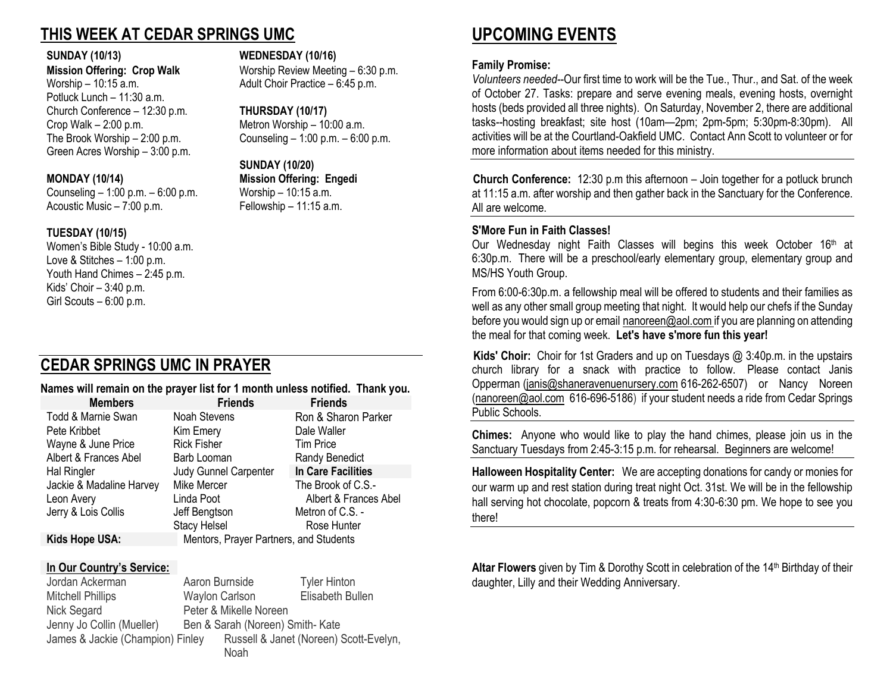## THIS WEEK AT CEDAR SPRINGS UMC

**SUNDAY (10/13)**
**Mission Offering: Crop Walk**
Worship – 10:15 a.m.
Potluck Lunch – 11:30 a.m.
Church Conference – 12:30 p.m.
Crop Walk – 2:00 p.m.
The Brook Worship – 2:00 p.m.
Green Acres Worship – 3:00 p.m.

**MONDAY (10/14)**
Counseling – 1:00 p.m. – 6:00 p.m.
Acoustic Music – 7:00 p.m.

**TUESDAY (10/15)**
Women's Bible Study - 10:00 a.m.
Love & Stitches – 1:00 p.m.
Youth Hand Chimes – 2:45 p.m.
Kids' Choir – 3:40 p.m.
Girl Scouts – 6:00 p.m.

**WEDNESDAY (10/16)**
Worship Review Meeting – 6:30 p.m.
Adult Choir Practice – 6:45 p.m.

**THURSDAY (10/17)**
Metron Worship – 10:00 a.m.
Counseling – 1:00 p.m. – 6:00 p.m.

**SUNDAY (10/20)**
**Mission Offering: Engedi**
Worship – 10:15 a.m.
Fellowship – 11:15 a.m.

## CEDAR SPRINGS UMC IN PRAYER

**Names will remain on the prayer list for 1 month unless notified. Thank you.**

| Members | Friends | Friends |
|---|---|---|
| Todd & Marnie Swan | Noah Stevens | Ron & Sharon Parker |
| Pete Kribbet | Kim Emery | Dale Waller |
| Wayne & June Price | Rick Fisher | Tim Price |
| Albert & Frances Abel | Barb Looman | Randy Benedict |
| Hal Ringler | Judy Gunnel Carpenter | **In Care Facilities** |
| Jackie & Madaline Harvey | Mike Mercer | The Brook of C.S.- Albert & Frances Abel |
| Leon Avery | Linda Poot | Metron of C.S. - Rose Hunter |
| Jerry & Lois Collis | Jeff Bengtson | |
| | Stacy Helsel | |
| **Kids Hope USA:** | Mentors, Prayer Partners, and Students | |

**In Our Country's Service:**

Jordan Ackerman, Aaron Burnside, Tyler Hinton
Mitchell Phillips, Waylon Carlson, Elisabeth Bullen
Nick Segard, Peter & Mikelle Noreen
Jenny Jo Collin (Mueller), Ben & Sarah (Noreen) Smith- Kate
James & Jackie (Champion) Finley, Russell & Janet (Noreen) Scott-Evelyn, Noah

## UPCOMING EVENTS

**Family Promise:**
*Volunteers needed*--Our first time to work will be the Tue., Thur., and Sat. of the week of October 27. Tasks: prepare and serve evening meals, evening hosts, overnight hosts (beds provided all three nights). On Saturday, November 2, there are additional tasks--hosting breakfast; site host (10am—2pm; 2pm-5pm; 5:30pm-8:30pm). All activities will be at the Courtland-Oakfield UMC. Contact Ann Scott to volunteer or for more information about items needed for this ministry.

**Church Conference:** 12:30 p.m this afternoon – Join together for a potluck brunch at 11:15 a.m. after worship and then gather back in the Sanctuary for the Conference. All are welcome.

**S'More Fun in Faith Classes!**
Our Wednesday night Faith Classes will begins this week October 16th at 6:30p.m. There will be a preschool/early elementary group, elementary group and MS/HS Youth Group.

From 6:00-6:30p.m. a fellowship meal will be offered to students and their families as well as any other small group meeting that night. It would help our chefs if the Sunday before you would sign up or email nanoreen@aol.com if you are planning on attending the meal for that coming week. **Let's have s'more fun this year!**

**Kids' Choir:** Choir for 1st Graders and up on Tuesdays @ 3:40p.m. in the upstairs church library for a snack with practice to follow. Please contact Janis Opperman (janis@shaneravenuenursery.com 616-262-6507) or Nancy Noreen (nanoreen@aol.com 616-696-5186) if your student needs a ride from Cedar Springs Public Schools.

**Chimes:** Anyone who would like to play the hand chimes, please join us in the Sanctuary Tuesdays from 2:45-3:15 p.m. for rehearsal. Beginners are welcome!

**Halloween Hospitality Center:** We are accepting donations for candy or monies for our warm up and rest station during treat night Oct. 31st. We will be in the fellowship hall serving hot chocolate, popcorn & treats from 4:30-6:30 pm. We hope to see you there!

**Altar Flowers** given by Tim & Dorothy Scott in celebration of the 14th Birthday of their daughter, Lilly and their Wedding Anniversary.